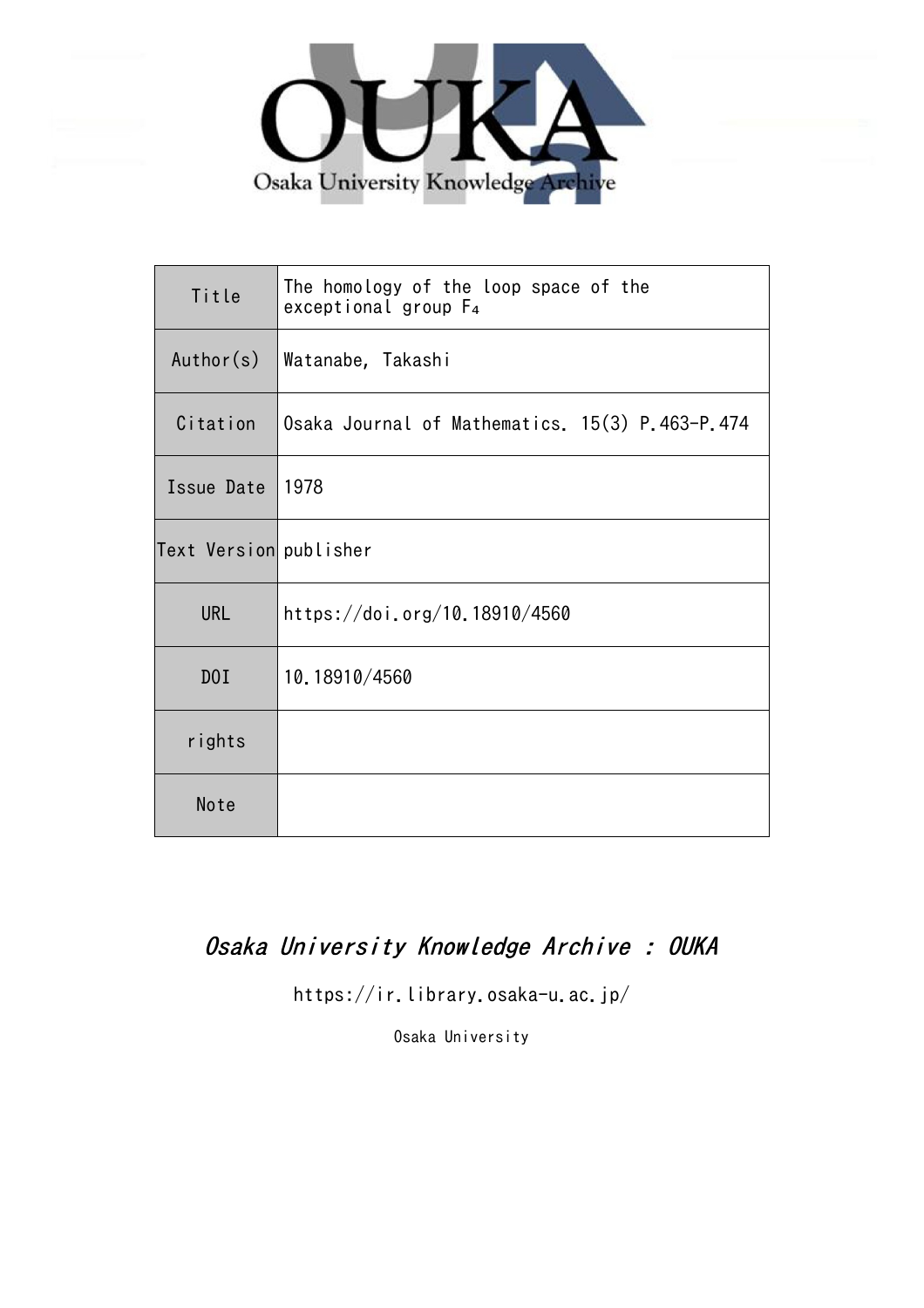OUKA

Osaka University Knowledge Archive

| Title | The homology of the loop space of the exceptional group $F_4$ |
| --- | --- |
| Author(s) | Watanabe, Takashi |
| Citation | Osaka Journal of Mathematics. 15(3) P.463-P.474 |
| Issue Date | 1978 |
| Text Version | publisher |
| URL | https://doi.org/10.18910/4560 |
| DOI | 10.18910/4560 |
| rights | |
| Note | |

*Osaka University Knowledge Archive : OUKA*

https://ir.library.osaka-u.ac.jp/

Osaka University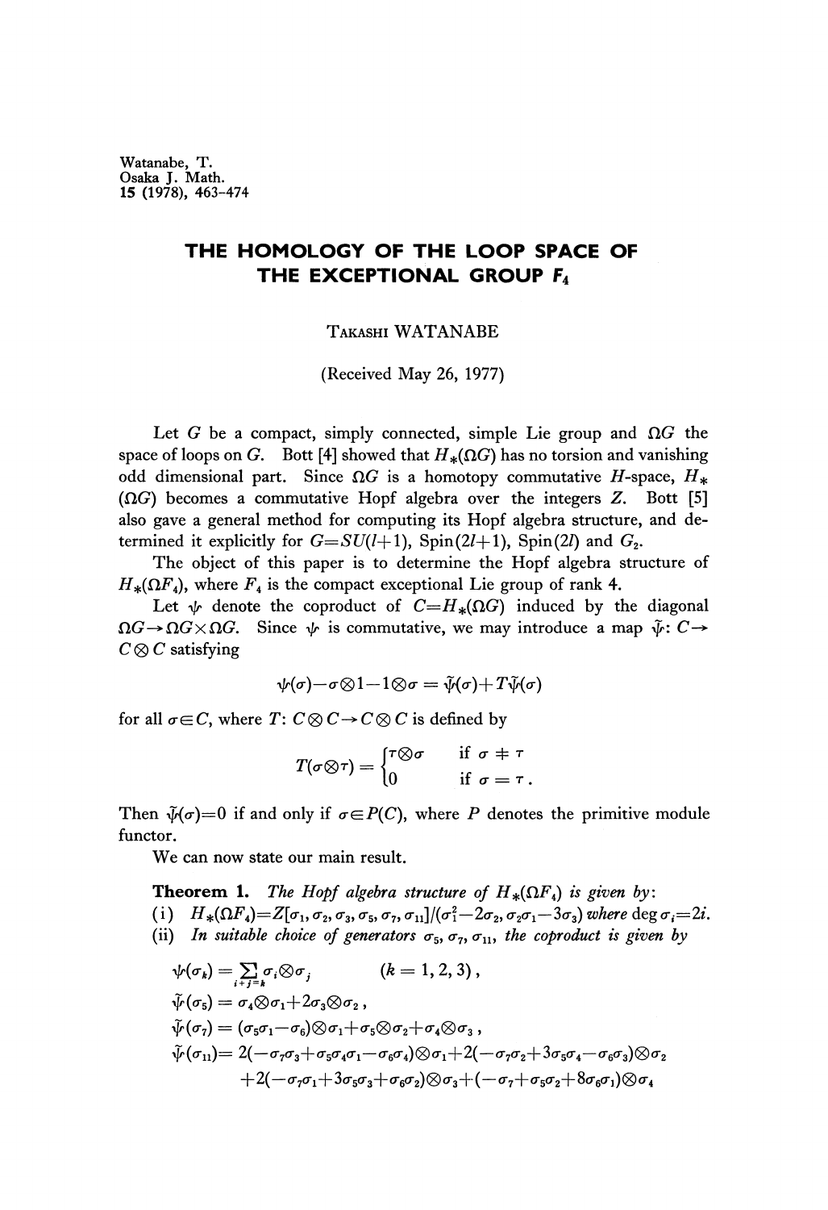Watanabe, T.
Osaka J. Math.
15 (1978), 463-474

# THE HOMOLOGY OF THE LOOP SPACE OF THE EXCEPTIONAL GROUP $F_4$

TAKASHI WATANABE

(Received May 26, 1977)

Let $G$ be a compact, simply connected, simple Lie group and $\Omega G$ the space of loops on $G$. Bott [4] showed that $H_*(\Omega G)$ has no torsion and vanishing odd dimensional part. Since $\Omega G$ is a homotopy commutative $H$-space, $H_*(\Omega G)$ becomes a commutative Hopf algebra over the integers $Z$. Bott [5] also gave a general method for computing its Hopf algebra structure, and determined it explicitly for $G=SU(l+1)$, Spin$(2l+1)$, Spin$(2l)$ and $G_2$.

The object of this paper is to determine the Hopf algebra structure of $H_*(\Omega F_4)$, where $F_4$ is the compact exceptional Lie group of rank 4.

Let $\psi$ denote the coproduct of $C=H_*(\Omega G)$ induced by the diagonal $\Omega G \to \Omega G \times \Omega G$. Since $\psi$ is commutative, we may introduce a map $\tilde{\psi}$: $C \to C \otimes C$ satisfying

$$\psi(\sigma)-\sigma\otimes 1-1\otimes\sigma = \tilde{\psi}(\sigma)+T\tilde{\psi}(\sigma)$$

for all $\sigma \in C$, where $T$: $C\otimes C \to C\otimes C$ is defined by

$$T(\sigma\otimes\tau) = \begin{cases} \tau\otimes\sigma & \text{if } \sigma \neq \tau \\ 0 & \text{if } \sigma = \tau . \end{cases}$$

Then $\tilde{\psi}(\sigma)=0$ if and only if $\sigma \in P(C)$, where $P$ denotes the primitive module functor.

We can now state our main result.

**Theorem 1.** *The Hopf algebra structure of* $H_*(\Omega F_4)$ *is given by*:
(i) $H_*(\Omega F_4)=Z[\sigma_1, \sigma_2, \sigma_3, \sigma_5, \sigma_7, \sigma_{11}]/(\sigma_1^2-2\sigma_2, \sigma_2\sigma_1-3\sigma_3)$ *where* $\deg \sigma_i=2i$.
(ii) *In suitable choice of generators* $\sigma_5, \sigma_7, \sigma_{11}$, *the coproduct is given by*

$$\psi(\sigma_k) = \sum_{i+j=k} \sigma_i\otimes\sigma_j \qquad (k=1, 2, 3),$$

$$\tilde{\psi}(\sigma_5) = \sigma_4\otimes\sigma_1+2\sigma_3\otimes\sigma_2 ,$$

$$\tilde{\psi}(\sigma_7) = (\sigma_5\sigma_1-\sigma_6)\otimes\sigma_1+\sigma_5\otimes\sigma_2+\sigma_4\otimes\sigma_3 ,$$

$$\begin{aligned}\tilde{\psi}(\sigma_{11}) = {} & 2(-\sigma_7\sigma_3+\sigma_5\sigma_4\sigma_1-\sigma_6\sigma_4)\otimes\sigma_1+2(-\sigma_7\sigma_2+3\sigma_5\sigma_4-\sigma_6\sigma_3)\otimes\sigma_2 \\ & +2(-\sigma_7\sigma_1+3\sigma_5\sigma_3+\sigma_6\sigma_2)\otimes\sigma_3+(-\sigma_7+\sigma_5\sigma_2+8\sigma_6\sigma_1)\otimes\sigma_4\end{aligned}$$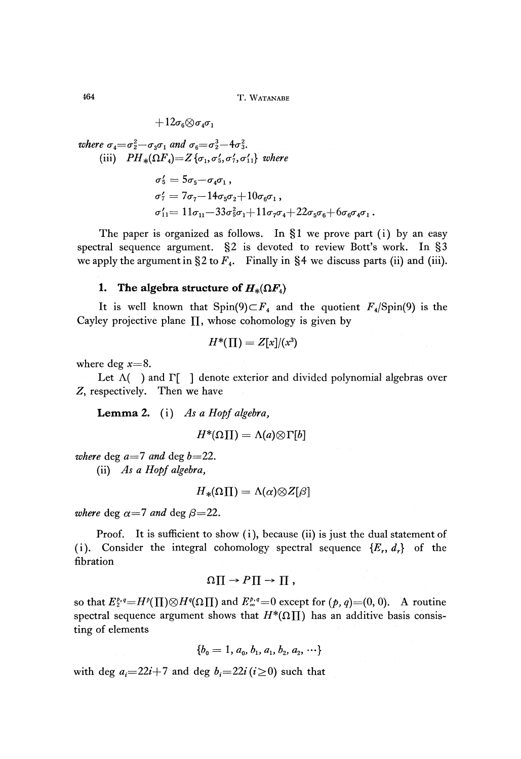$$+12\sigma_6\otimes\sigma_4\sigma_1$$

*where* $\sigma_4=\sigma_2^2-\sigma_3\sigma_1$ *and* $\sigma_6=\sigma_2^3-4\sigma_3^2$.

(iii) $PH_*(\Omega F_4)=Z\{\sigma_1,\sigma_5',\sigma_7',\sigma_{11}'\}$ *where*

$$\sigma_5' = 5\sigma_5-\sigma_4\sigma_1\,,$$

$$\sigma_7' = 7\sigma_7-14\sigma_5\sigma_2+10\sigma_6\sigma_1\,,$$

$$\sigma_{11}'= 11\sigma_{11}-33\sigma_5^2\sigma_1+11\sigma_7\sigma_4+22\sigma_5\sigma_6+6\sigma_6\sigma_4\sigma_1\,.$$

The paper is organized as follows. In §1 we prove part (i) by an easy spectral sequence argument. §2 is devoted to review Bott's work. In §3 we apply the argument in §2 to $F_4$. Finally in §4 we discuss parts (ii) and (iii).

## 1. The algebra structure of $H_*(\Omega F_4)$

It is well known that $\mathrm{Spin}(9)\subset F_4$ and the quotient $F_4/\mathrm{Spin}(9)$ is the Cayley projective plane $\Pi$, whose cohomology is given by

$$H^*(\Pi) = Z[x]/(x^3)$$

where $\deg x=8$.

Let $\Lambda(\;\;)$ and $\Gamma[\;\;]$ denote exterior and divided polynomial algebras over $Z$, respectively. Then we have

**Lemma 2.** (i) *As a Hopf algebra,*

$$H^*(\Omega\Pi) = \Lambda(a)\otimes\Gamma[b]$$

*where* $\deg a=7$ *and* $\deg b=22$.

(ii) *As a Hopf algebra,*

$$H_*(\Omega\Pi) = \Lambda(\alpha)\otimes Z[\beta]$$

*where* $\deg \alpha=7$ *and* $\deg \beta=22$.

Proof. It is sufficient to show (i), because (ii) is just the dual statement of (i). Consider the integral cohomology spectral sequence $\{E_r, d_r\}$ of the fibration

$$\Omega\Pi \rightarrow P\Pi \rightarrow \Pi\,,$$

so that $E_2^{p,q}=H^p(\Pi)\otimes H^q(\Omega\Pi)$ and $E_\infty^{p,q}=0$ except for $(p,q)=(0,0)$. A routine spectral sequence argument shows that $H^*(\Omega\Pi)$ has an additive basis consisting of elements

$$\{b_0 = 1, a_0, b_1, a_1, b_2, a_2, \cdots\}$$

with $\deg a_i=22i+7$ and $\deg b_i=22i\;(i\geq 0)$ such that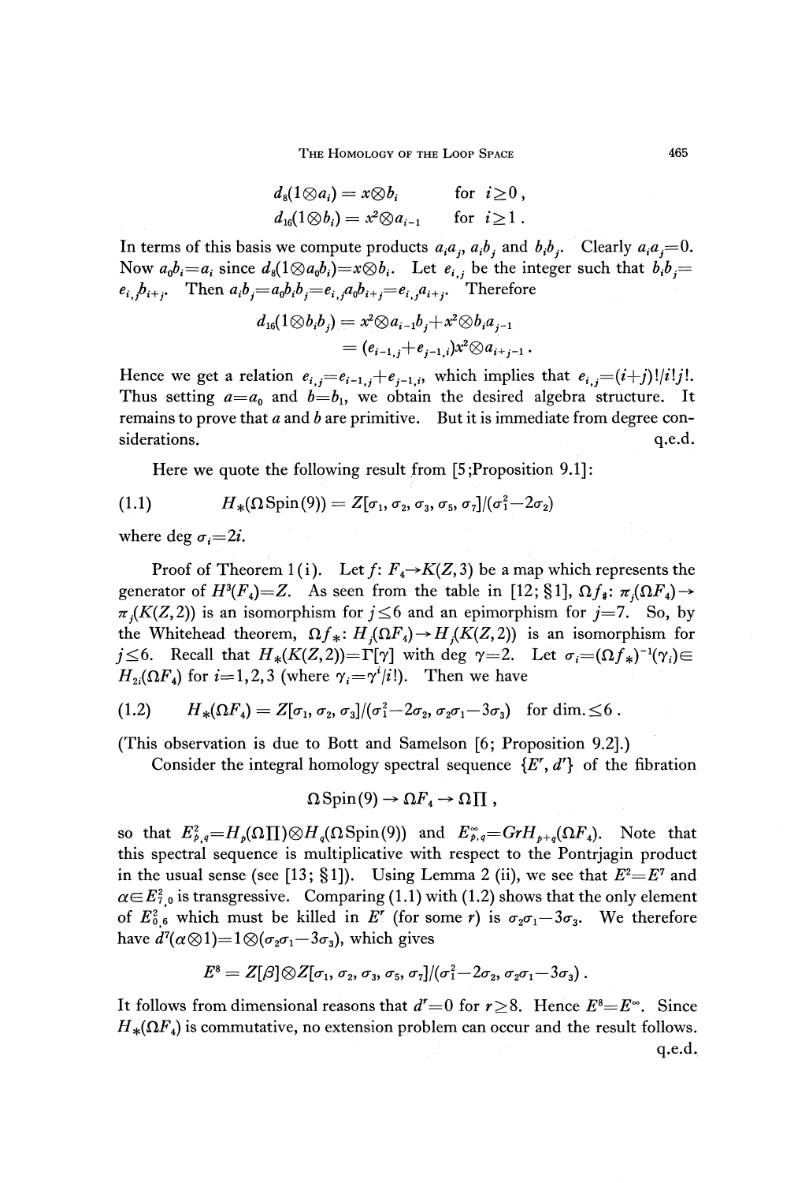$$d_8(1\otimes a_i) = x\otimes b_i \qquad \text{for } i\geq 0\,,$$
$$d_{16}(1\otimes b_i) = x^2\otimes a_{i-1} \qquad \text{for } i\geq 1\,.$$

In terms of this basis we compute products $a_ia_j$, $a_ib_j$ and $b_ib_j$. Clearly $a_ia_j=0$. Now $a_0b_i=a_i$ since $d_8(1\otimes a_0b_i)=x\otimes b_i$. Let $e_{i,j}$ be the integer such that $b_ib_j=e_{i,j}b_{i+j}$. Then $a_ib_j=a_0b_ib_j=e_{i,j}a_0b_{i+j}=e_{i,j}a_{i+j}$. Therefore

$$\begin{aligned}d_{16}(1\otimes b_ib_j) &= x^2\otimes a_{i-1}b_j+x^2\otimes b_ia_{j-1}\\ &= (e_{i-1,j}+e_{j-1,i})x^2\otimes a_{i+j-1}\,.\end{aligned}$$

Hence we get a relation $e_{i,j}=e_{i-1,j}+e_{j-1,i}$, which implies that $e_{i,j}=(i+j)!/i!j!$. Thus setting $a=a_0$ and $b=b_1$, we obtain the desired algebra structure. It remains to prove that $a$ and $b$ are primitive. But it is immediate from degree considerations. q.e.d.

Here we quote the following result from [5;Proposition 9.1]:

(1.1) $$H_*(\Omega\,\mathrm{Spin}(9)) = Z[\sigma_1, \sigma_2, \sigma_3, \sigma_5, \sigma_7]/(\sigma_1^2-2\sigma_2)$$

where $\deg \sigma_i=2i$.

Proof of Theorem 1(i). Let $f\colon F_4\to K(Z,3)$ be a map which represents the generator of $H^3(F_4)=Z$. As seen from the table in [12; §1], $\Omega f_\sharp\colon \pi_j(\Omega F_4)\to \pi_j(K(Z,2))$ is an isomorphism for $j\leq 6$ and an epimorphism for $j=7$. So, by the Whitehead theorem, $\Omega f_*\colon H_j(\Omega F_4)\to H_j(K(Z,2))$ is an isomorphism for $j\leq 6$. Recall that $H_*(K(Z,2))=\Gamma[\gamma]$ with $\deg\gamma=2$. Let $\sigma_i=(\Omega f_*)^{-1}(\gamma_i)\in H_{2i}(\Omega F_4)$ for $i=1,2,3$ (where $\gamma_i=\gamma^i/i!$). Then we have

(1.2) $$H_*(\Omega F_4) = Z[\sigma_1, \sigma_2, \sigma_3]/(\sigma_1^2-2\sigma_2,\ \sigma_2\sigma_1-3\sigma_3) \quad \text{for dim.}\leq 6\,.$$

(This observation is due to Bott and Samelson [6; Proposition 9.2].)

Consider the integral homology spectral sequence $\{E^r, d^r\}$ of the fibration

$$\Omega\,\mathrm{Spin}(9)\to\Omega F_4\to\Omega\Pi\,,$$

so that $E^2_{p,q}=H_p(\Omega\Pi)\otimes H_q(\Omega\,\mathrm{Spin}(9))$ and $E^\infty_{p,q}=GrH_{p+q}(\Omega F_4)$. Note that this spectral sequence is multiplicative with respect to the Pontrjagin product in the usual sense (see [13; §1]). Using Lemma 2 (ii), we see that $E^2=E^7$ and $\alpha\in E^2_{7,0}$ is transgressive. Comparing (1.1) with (1.2) shows that the only element of $E^2_{0,6}$ which must be killed in $E^r$ (for some $r$) is $\sigma_2\sigma_1-3\sigma_3$. We therefore have $d^7(\alpha\otimes 1)=1\otimes(\sigma_2\sigma_1-3\sigma_3)$, which gives

$$E^8 = Z[\beta]\otimes Z[\sigma_1, \sigma_2, \sigma_3, \sigma_5, \sigma_7]/(\sigma_1^2-2\sigma_2,\ \sigma_2\sigma_1-3\sigma_3)\,.$$

It follows from dimensional reasons that $d^r=0$ for $r\geq 8$. Hence $E^8=E^\infty$. Since $H_*(\Omega F_4)$ is commutative, no extension problem can occur and the result follows. q.e.d.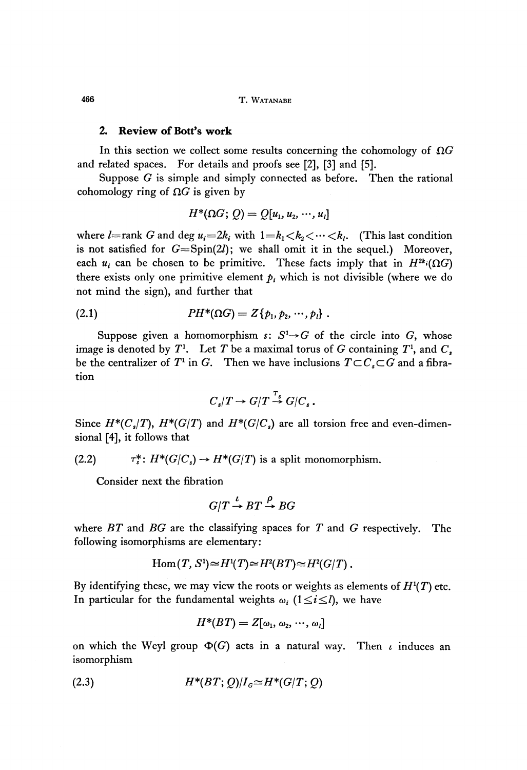## 2. Review of Bott's work

In this section we collect some results concerning the cohomology of $\Omega G$ and related spaces. For details and proofs see [2], [3] and [5].

Suppose $G$ is simple and simply connected as before. Then the rational cohomology ring of $\Omega G$ is given by

$$H^*(\Omega G; Q) = Q[u_1, u_2, \cdots, u_l]$$

where $l$=rank $G$ and deg $u_i = 2k_i$ with $1 = k_1 < k_2 < \cdots < k_l$. (This last condition is not satisfied for $G$=Spin$(2l)$; we shall omit it in the sequel.) Moreover, each $u_i$ can be chosen to be primitive. These facts imply that in $H^{2k_i}(\Omega G)$ there exists only one primitive element $p_i$ which is not divisible (where we do not mind the sign), and further that

$$PH^*(\Omega G) = Z\{p_1, p_2, \cdots, p_l\}\,. \tag{2.1}$$

Suppose given a homomorphism $s$: $S^1 \to G$ of the circle into $G$, whose image is denoted by $T^1$. Let $T$ be a maximal torus of $G$ containing $T^1$, and $C_s$ be the centralizer of $T^1$ in $G$. Then we have inclusions $T \subset C_s \subset G$ and a fibration

$$C_s/T \to G/T \overset{\tau_s}{\to} G/C_s\,.$$

Since $H^*(C_s/T)$, $H^*(G/T)$ and $H^*(G/C_s)$ are all torsion free and even-dimensional [4], it follows that

(2.2) $\tau_s^*$: $H^*(G/C_s) \to H^*(G/T)$ is a split monomorphism.

Consider next the fibration

$$G/T \overset{\iota}{\to} BT \overset{\rho}{\to} BG$$

where $BT$ and $BG$ are the classifying spaces for $T$ and $G$ respectively. The following isomorphisms are elementary:

$$\text{Hom}(T, S^1) \cong H^1(T) \cong H^2(BT) \cong H^2(G/T)\,.$$

By identifying these, we may view the roots or weights as elements of $H^1(T)$ etc. In particular for the fundamental weights $\omega_i$ $(1 \leq i \leq l)$, we have

$$H^*(BT) = Z[\omega_1, \omega_2, \cdots, \omega_l]$$

on which the Weyl group $\Phi(G)$ acts in a natural way. Then $\iota$ induces an isomorphism

$$H^*(BT; Q)/I_G \cong H^*(G/T; Q) \tag{2.3}$$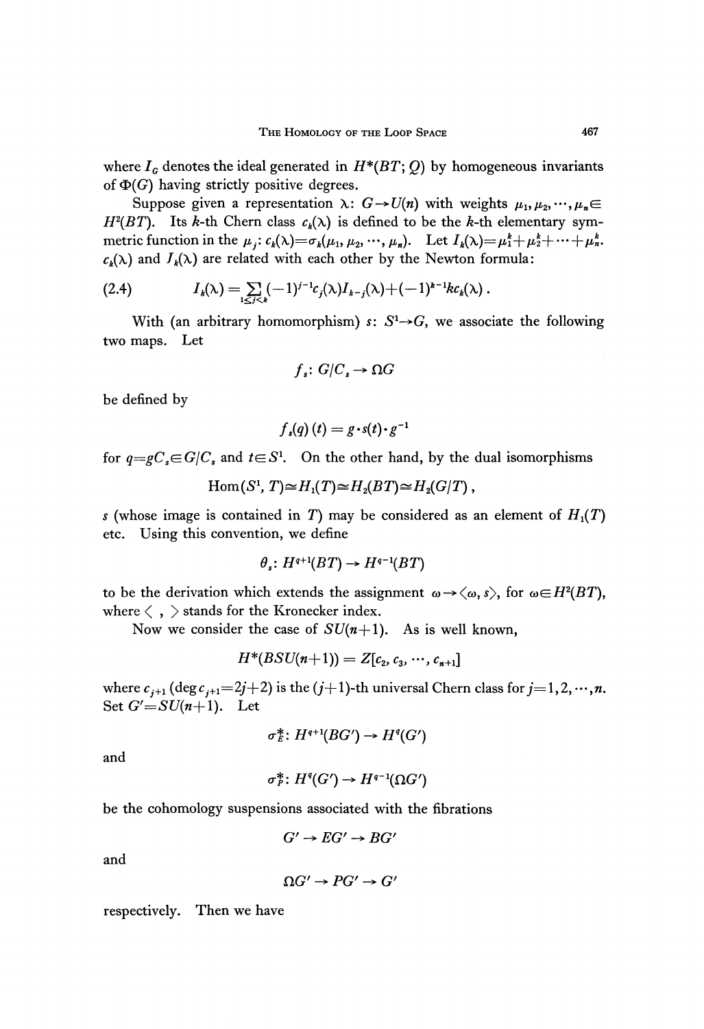where $I_G$ denotes the ideal generated in $H^*(BT; Q)$ by homogeneous invariants of $\Phi(G)$ having strictly positive degrees.

Suppose given a representation $\lambda: G \to U(n)$ with weights $\mu_1, \mu_2, \cdots, \mu_n \in H^2(BT)$. Its $k$-th Chern class $c_k(\lambda)$ is defined to be the $k$-th elementary symmetric function in the $\mu_j$: $c_k(\lambda) = \sigma_k(\mu_1, \mu_2, \cdots, \mu_n)$. Let $I_k(\lambda) = \mu_1^k + \mu_2^k + \cdots + \mu_n^k$. $c_k(\lambda)$ and $J_k(\lambda)$ are related with each other by the Newton formula:

$$I_k(\lambda) = \sum_{1 \leq j < k} (-1)^{j-1} c_j(\lambda) I_{k-j}(\lambda) + (-1)^{k-1} k c_k(\lambda). \tag{2.4}$$

With (an arbitrary homomorphism) $s: S^1 \to G$, we associate the following two maps. Let

$$f_s: G/C_s \to \Omega G$$

be defined by

$$f_s(q)(t) = g \cdot s(t) \cdot g^{-1}$$

for $q = gC_s \in G/C_s$ and $t \in S^1$. On the other hand, by the dual isomorphisms

$$\mathrm{Hom}(S^1, T) \cong H_1(T) \cong H_2(BT) \cong H_2(G/T),$$

$s$ (whose image is contained in $T$) may be considered as an element of $H_1(T)$ etc. Using this convention, we define

$$\theta_s: H^{q+1}(BT) \to H^{q-1}(BT)$$

to be the derivation which extends the assignment $\omega \to \langle \omega, s \rangle$, for $\omega \in H^2(BT)$, where $\langle \ , \ \rangle$ stands for the Kronecker index.

Now we consider the case of $SU(n+1)$. As is well known,

$$H^*(BSU(n+1)) = Z[c_2, c_3, \cdots, c_{n+1}]$$

where $c_{j+1}$ ($\deg c_{j+1} = 2j+2$) is the $(j+1)$-th universal Chern class for $j = 1, 2, \cdots, n$. Set $G' = SU(n+1)$. Let

$$\sigma_E^*: H^{q+1}(BG') \to H^q(G')$$

and

$$\sigma_P^*: H^q(G') \to H^{q-1}(\Omega G')$$

be the cohomology suspensions associated with the fibrations

$$G' \to EG' \to BG'$$

and

$$\Omega G' \to PG' \to G'$$

respectively. Then we have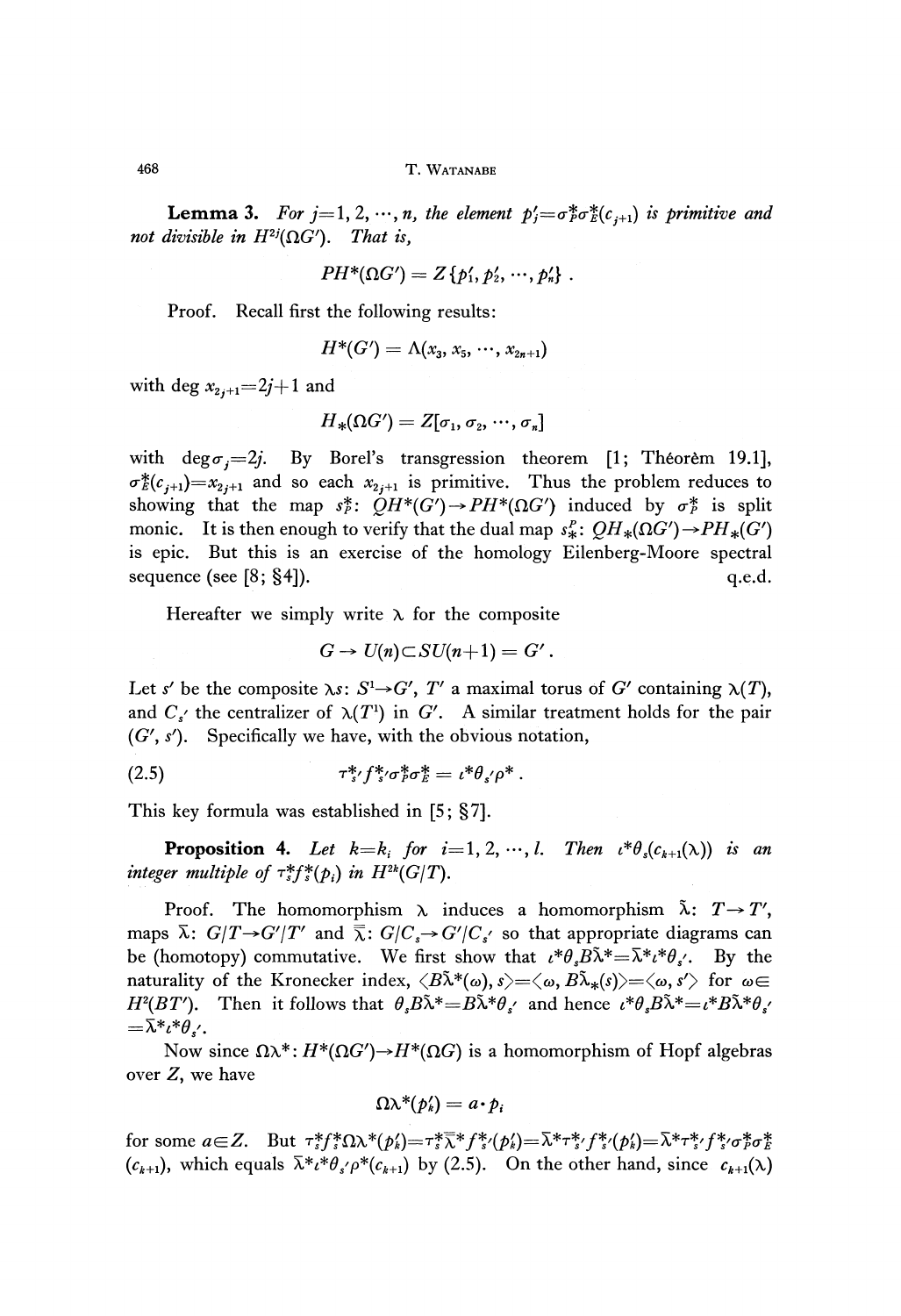**Lemma 3.** *For $j=1, 2, \cdots, n$, the element $p_j' = \sigma_P^* \sigma_E^*(c_{j+1})$ is primitive and not divisible in $H^{2j}(\Omega G')$. That is,*

$$PH^*(\Omega G') = Z\{p_1', p_2', \cdots, p_n'\} .$$

Proof. Recall first the following results:

$$H^*(G') = \Lambda(x_3, x_5, \cdots, x_{2n+1})$$

with $\deg x_{2j+1} = 2j+1$ and

$$H_*(\Omega G') = Z[\sigma_1, \sigma_2, \cdots, \sigma_n]$$

with $\deg \sigma_j = 2j$. By Borel's transgression theorem [1; Théorèm 19.1], $\sigma_E^*(c_{j+1}) = x_{2j+1}$ and so each $x_{2j+1}$ is primitive. Thus the problem reduces to showing that the map $s_P^*$: $QH^*(G') \to PH^*(\Omega G')$ induced by $\sigma_P^*$ is split monic. It is then enough to verify that the dual map $s_*^P$: $QH_*(\Omega G') \to PH_*(G')$ is epic. But this is an exercise of the homology Eilenberg-Moore spectral sequence (see [8; §4]). q.e.d.

Hereafter we simply write $\lambda$ for the composite

$$G \to U(n) \subset SU(n+1) = G' .$$

Let $s'$ be the composite $\lambda s$: $S^1 \to G'$, $T'$ a maximal torus of $G'$ containing $\lambda(T)$, and $C_{s'}$ the centralizer of $\lambda(T^1)$ in $G'$. A similar treatment holds for the pair $(G', s')$. Specifically we have, with the obvious notation,

$$\tau_{s'}^* f_{s'}^* \sigma_P^* \sigma_E^* = \iota^* \theta_{s'} \rho^* . \tag{2.5}$$

This key formula was established in [5; §7].

**Proposition 4.** *Let $k=k_i$ for $i=1, 2, \cdots, l$. Then $\iota^* \theta_s(c_{k+1}(\lambda))$ is an integer multiple of $\tau_s^* f_s^*(p_i)$ in $H^{2k}(G/T)$.*

Proof. The homomorphism $\lambda$ induces a homomorphism $\tilde{\lambda}$: $T \to T'$, maps $\bar{\lambda}$: $G/T \to G'/T'$ and $\bar{\bar{\lambda}}$: $G/C_s \to G'/C_{s'}$ so that appropriate diagrams can be (homotopy) commutative. We first show that $\iota^* \theta_s B\tilde{\lambda}^* = \bar{\lambda}^* \iota^* \theta_{s'}$. By the naturality of the Kronecker index, $\langle B\tilde{\lambda}^*(\omega), s \rangle = \langle \omega, B\tilde{\lambda}_*(s) \rangle = \langle \omega, s' \rangle$ for $\omega \in H^2(BT')$. Then it follows that $\theta_s B\tilde{\lambda}^* = B\tilde{\lambda}^* \theta_{s'}$ and hence $\iota^* \theta_s B\tilde{\lambda}^* = \iota^* B\tilde{\lambda}^* \theta_{s'} = \bar{\lambda}^* \iota^* \theta_{s'}$.

Now since $\Omega\lambda^*$: $H^*(\Omega G') \to H^*(\Omega G)$ is a homomorphism of Hopf algebras over $Z$, we have

$$\Omega\lambda^*(p_k') = a \cdot p_i$$

for some $a \in Z$. But $\tau_s^* f_s^* \Omega\lambda^*(p_k') = \tau_s^* \bar{\bar{\lambda}}^* f_{s'}^*(p_k') = \bar{\lambda}^* \tau_{s'}^* f_{s'}^*(p_k') = \bar{\lambda}^* \tau_{s'}^* f_{s'}^* \sigma_P^* \sigma_E^*(c_{k+1})$, which equals $\bar{\lambda}^* \iota^* \theta_{s'} \rho^*(c_{k+1})$ by (2.5). On the other hand, since $c_{k+1}(\lambda)$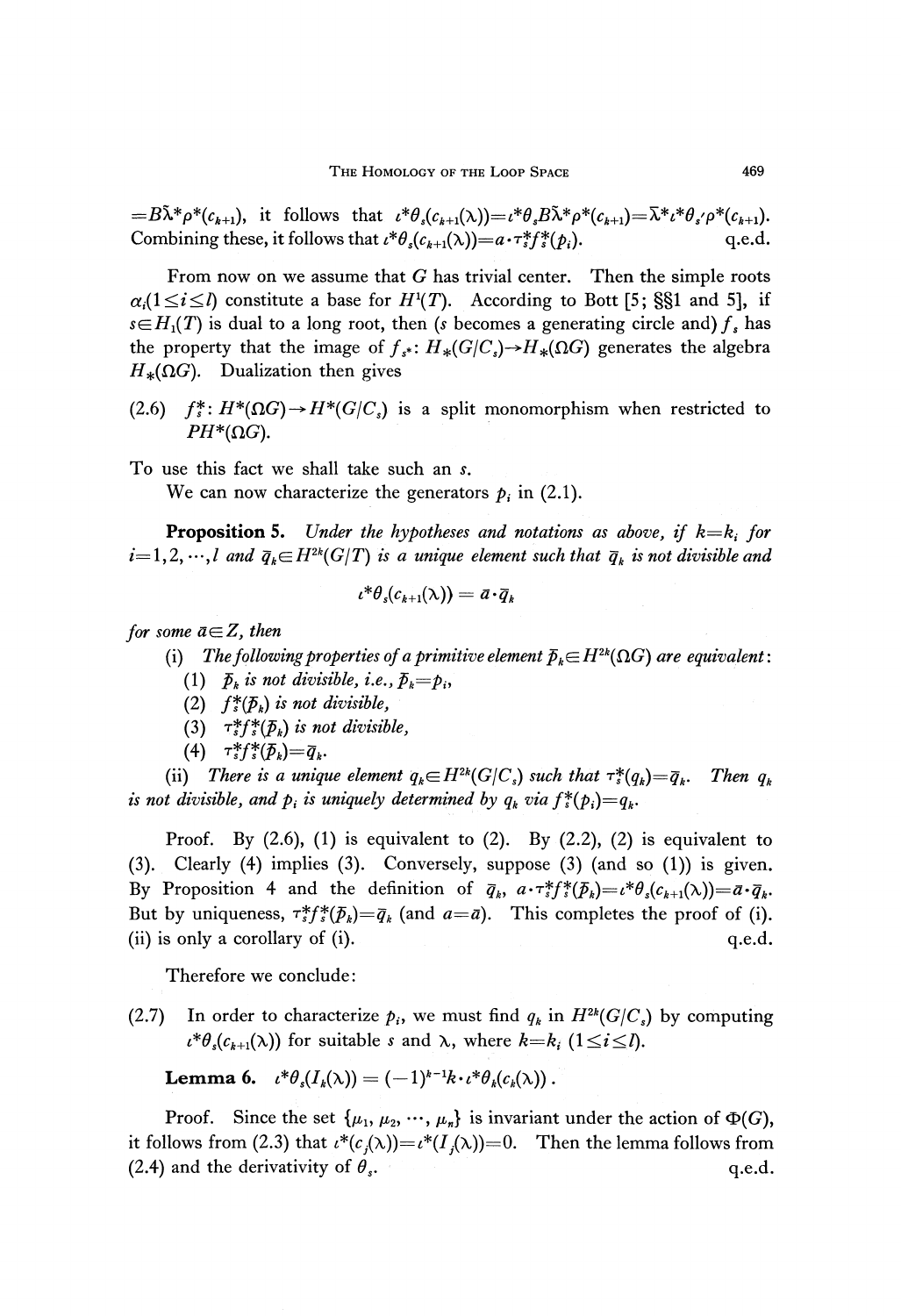$=B\tilde{\lambda}^*\rho^*(c_{k+1})$, it follows that $\iota^*\theta_s(c_{k+1}(\lambda))=\iota^*\theta_s B\tilde{\lambda}^*\rho^*(c_{k+1})=\bar{\lambda}^*\iota^*\theta_{s'}\rho^*(c_{k+1})$. Combining these, it follows that $\iota^*\theta_s(c_{k+1}(\lambda))=a\cdot\tau_s^*f_s^*(p_i)$. q.e.d.

From now on we assume that $G$ has trivial center. Then the simple roots $\alpha_i(1\leq i\leq l)$ constitute a base for $H^1(T)$. According to Bott [5; §§1 and 5], if $s\in H_1(T)$ is dual to a long root, then ($s$ becomes a generating circle and) $f_s$ has the property that the image of $f_{s*}\colon H_*(G/C_s)\to H_*(\Omega G)$ generates the algebra $H_*(\Omega G)$. Dualization then gives

(2.6) $f_s^*\colon H^*(\Omega G)\to H^*(G/C_s)$ is a split monomorphism when restricted to $PH^*(\Omega G)$.

To use this fact we shall take such an $s$.

We can now characterize the generators $p_i$ in (2.1).

**Proposition 5.** *Under the hypotheses and notations as above, if $k=k_i$ for $i=1,2,\cdots,l$ and $\bar{q}_k\in H^{2k}(G/T)$ is a unique element such that $\bar{q}_k$ is not divisible and*

$$\iota^*\theta_s(c_{k+1}(\lambda)) = \bar{a}\cdot\bar{q}_k$$

*for some $\bar{a}\in Z$, then*

(i) *The following properties of a primitive element $\bar{p}_k\in H^{2k}(\Omega G)$ are equivalent:*

(1) *$\bar{p}_k$ is not divisible, i.e., $\bar{p}_k=p_i$,*

(2) *$f_s^*(\bar{p}_k)$ is not divisible,*

(3) *$\tau_s^*f_s^*(\bar{p}_k)$ is not divisible,*

(4) *$\tau_s^*f_s^*(\bar{p}_k)=\bar{q}_k$.*

(ii) *There is a unique element $q_k\in H^{2k}(G/C_s)$ such that $\tau_s^*(q_k)=\bar{q}_k$. Then $q_k$ is not divisible, and $p_i$ is uniquely determined by $q_k$ via $f_s^*(p_i)=q_k$.*

Proof. By (2.6), (1) is equivalent to (2). By (2.2), (2) is equivalent to (3). Clearly (4) implies (3). Conversely, suppose (3) (and so (1)) is given. By Proposition 4 and the definition of $\bar{q}_k$, $a\cdot\tau_s^*f_s^*(\bar{p}_k)=\iota^*\theta_s(c_{k+1}(\lambda))=\bar{a}\cdot\bar{q}_k$. But by uniqueness, $\tau_s^*f_s^*(\bar{p}_k)=\bar{q}_k$ (and $a=\bar{a}$). This completes the proof of (i). (ii) is only a corollary of (i). q.e.d.

Therefore we conclude:

(2.7) In order to characterize $p_i$, we must find $q_k$ in $H^{2k}(G/C_s)$ by computing $\iota^*\theta_s(c_{k+1}(\lambda))$ for suitable $s$ and $\lambda$, where $k=k_i$ $(1\leq i\leq l)$.

**Lemma 6.** $\iota^*\theta_s(I_k(\lambda)) = (-1)^{k-1}k\cdot\iota^*\theta_k(c_k(\lambda))$.

Proof. Since the set $\{\mu_1, \mu_2, \cdots, \mu_n\}$ is invariant under the action of $\Phi(G)$, it follows from (2.3) that $\iota^*(c_j(\lambda))=\iota^*(I_j(\lambda))=0$. Then the lemma follows from (2.4) and the derivativity of $\theta_s$. q.e.d.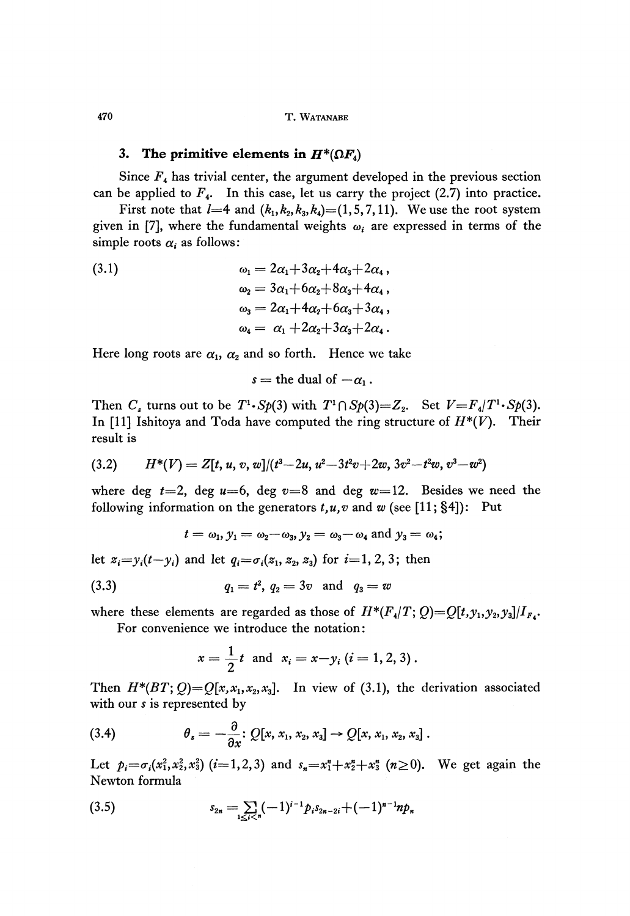## 3. The primitive elements in $H^*(\Omega F_4)$

Since $F_4$ has trivial center, the argument developed in the previous section can be applied to $F_4$. In this case, let us carry the project (2.7) into practice.

First note that $l=4$ and $(k_1,k_2,k_3,k_4)=(1,5,7,11)$. We use the root system given in [7], where the fundamental weights $\omega_i$ are expressed in terms of the simple roots $\alpha_i$ as follows:

$$
\begin{aligned}
\omega_1 &= 2\alpha_1+3\alpha_2+4\alpha_3+2\alpha_4\,, \\
\omega_2 &= 3\alpha_1+6\alpha_2+8\alpha_3+4\alpha_4\,, \\
\omega_3 &= 2\alpha_1+4\alpha_2+6\alpha_3+3\alpha_4\,, \\
\omega_4 &= \alpha_1+2\alpha_2+3\alpha_3+2\alpha_4\,.
\end{aligned}
\tag{3.1}
$$

Here long roots are $\alpha_1$, $\alpha_2$ and so forth. Hence we take

$$s = \text{the dual of } -\alpha_1\,.$$

Then $C_s$ turns out to be $T^1\cdot Sp(3)$ with $T^1\cap Sp(3)=Z_2$. Set $V=F_4/T^1\cdot Sp(3)$. In [11] Ishitoya and Toda have computed the ring structure of $H^*(V)$. Their result is

$$H^*(V)=Z[t,u,v,w]/(t^3-2u,\ u^2-3t^2v+2w,\ 3v^2-t^2w,\ v^3-w^2) \tag{3.2}$$

where deg $t=2$, deg $u=6$, deg $v=8$ and deg $w=12$. Besides we need the following information on the generators $t,u,v$ and $w$ (see [11; §4]): Put

$$t=\omega_1,\ y_1=\omega_2-\omega_3,\ y_2=\omega_3-\omega_4 \text{ and } y_3=\omega_4;$$

let $z_i=y_i(t-y_i)$ and let $q_i=\sigma_i(z_1,z_2,z_3)$ for $i=1,2,3$; then

$$q_1=t^2,\ q_2=3v \text{ and } q_3=w \tag{3.3}$$

where these elements are regarded as those of $H^*(F_4/T;Q)=Q[t,y_1,y_2,y_3]/I_{F_4}$.

For convenience we introduce the notation:

$$x=\frac{1}{2}t \text{ and } x_i=x-y_i\ (i=1,2,3)\,.$$

Then $H^*(BT;Q)=Q[x,x_1,x_2,x_3]$. In view of (3.1), the derivation associated with our $s$ is represented by

$$\theta_s=-\frac{\partial}{\partial x}\colon Q[x,x_1,x_2,x_3]\to Q[x,x_1,x_2,x_3]\,. \tag{3.4}$$

Let $p_i=\sigma_i(x_1^2,x_2^2,x_3^2)$ $(i=1,2,3)$ and $s_n=x_1^n+x_2^n+x_3^n$ $(n\geq 0)$. We get again the Newton formula

$$s_{2n}=\sum_{1\leq i<n}(-1)^{i-1}p_i s_{2n-2i}+(-1)^{n-1}np_n \tag{3.5}$$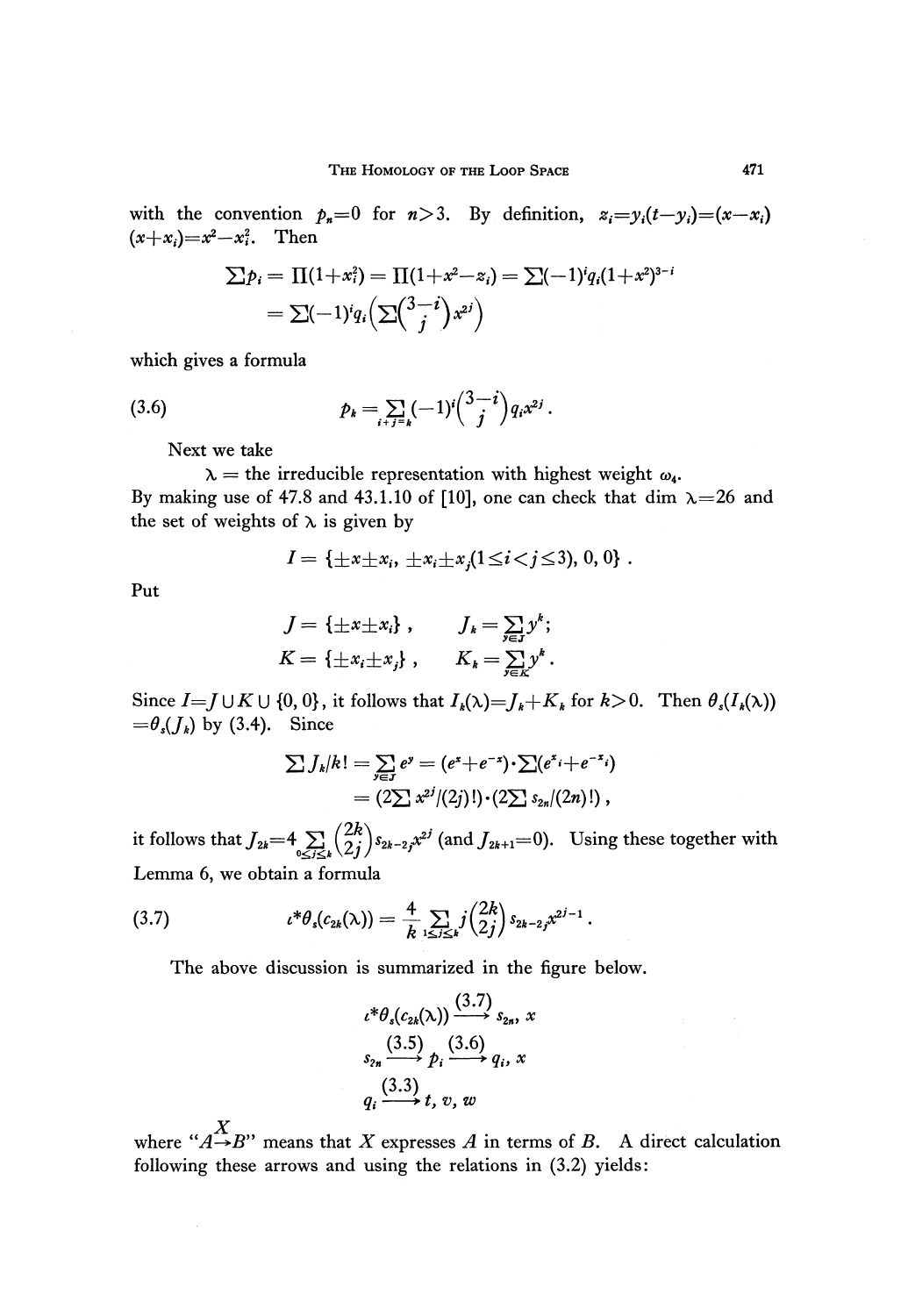with the convention $p_n=0$ for $n>3$. By definition, $z_i=y_i(t-y_i)=(x-x_i)(x+x_i)=x^2-x_i^2$. Then

$$\sum p_i = \prod(1+x_i^2) = \prod(1+x^2-z_i) = \sum(-1)^i q_i(1+x^2)^{3-i}$$
$$= \sum(-1)^i q_i\left(\sum\binom{3-i}{j}x^{2j}\right)$$

which gives a formula

$$p_k = \sum_{i+j=k}(-1)^i\binom{3-i}{j}q_i x^{2j}. \tag{3.6}$$

Next we take

$\lambda$ = the irreducible representation with highest weight $\omega_4$.

By making use of 47.8 and 43.1.10 of [10], one can check that dim $\lambda=26$ and the set of weights of $\lambda$ is given by

$$I = \{\pm x\pm x_i,\ \pm x_i\pm x_j (1\leq i<j\leq 3),\ 0,\ 0\}.$$

Put

$$J = \{\pm x\pm x_i\}, \qquad J_k = \sum_{y\in J} y^k;$$
$$K = \{\pm x_i\pm x_j\}, \qquad K_k = \sum_{y\in K} y^k.$$

Since $I=J\cup K\cup\{0, 0\}$, it follows that $I_k(\lambda)=J_k+K_k$ for $k>0$. Then $\theta_s(I_k(\lambda))=\theta_s(J_k)$ by (3.4). Since

$$\sum J_k/k! = \sum_{y\in J} e^y = (e^x+e^{-x})\cdot\sum(e^{x_i}+e^{-x_i})$$
$$= (2\sum x^{2j}/(2j)!)\cdot(2\sum s_{2n}/(2n)!),$$

it follows that $J_{2k}=4\sum_{0\leq j\leq k}\binom{2k}{2j}s_{2k-2j}x^{2j}$ (and $J_{2k+1}=0$). Using these together with Lemma 6, we obtain a formula

$$\iota^*\theta_s(c_{2k}(\lambda)) = \frac{4}{k}\sum_{1\leq j\leq k} j\binom{2k}{2j}s_{2k-2j}x^{2j-1}. \tag{3.7}$$

The above discussion is summarized in the figure below.

$$\iota^*\theta_s(c_{2k}(\lambda)) \xrightarrow{(3.7)} s_{2n},\ x$$
$$s_{2n} \xrightarrow{(3.5)} p_i \xrightarrow{(3.6)} q_i,\ x$$
$$q_i \xrightarrow{(3.3)} t,\ v,\ w$$

where "$A\xrightarrow{X}B$" means that $X$ expresses $A$ in terms of $B$. A direct calculation following these arrows and using the relations in (3.2) yields: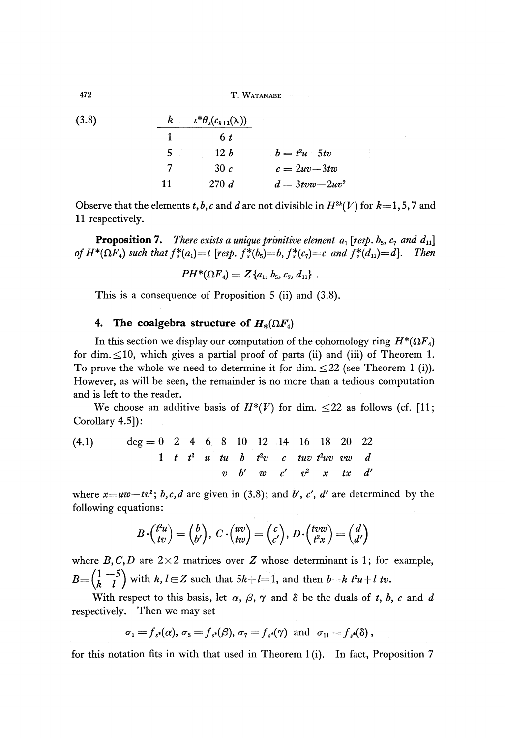(3.8)

| $k$ | $\iota^*\theta_s(c_{k+1}(\lambda))$ | |
|---|---|---|
| 1 | $6\,t$ | |
| 5 | $12\,b$ | $b = t^2u - 5tv$ |
| 7 | $30\,c$ | $c = 2uv - 3tw$ |
| 11 | $270\,d$ | $d = 3tvw - 2uv^2$ |

Observe that the elements $t, b, c$ and $d$ are not divisible in $H^{2k}(V)$ for $k=1, 5, 7$ and 11 respectively.

**Proposition 7.** *There exists a unique primitive element $a_1$ [resp. $b_5$, $c_7$ and $d_{11}$] of $H^*(\Omega F_4)$ such that $f_s^*(a_1)=t$ [resp. $f_s^*(b_5)=b$, $f_s^*(c_7)=c$ and $f_s^*(d_{11})=d$]. Then*

$$PH^*(\Omega F_4) = Z\{a_1, b_5, c_7, d_{11}\}.$$

This is a consequence of Proposition 5 (ii) and (3.8).

## 4. The coalgebra structure of $H_*(\Omega F_4)$

In this section we display our computation of the cohomology ring $H^*(\Omega F_4)$ for dim. $\leq 10$, which gives a partial proof of parts (ii) and (iii) of Theorem 1. To prove the whole we need to determine it for dim. $\leq 22$ (see Theorem 1 (i)). However, as will be seen, the remainder is no more than a tedious computation and is left to the reader.

We choose an additive basis of $H^*(V)$ for dim. $\leq 22$ as follows (cf. [11; Corollary 4.5]):

(4.1)

| deg = | 0 | 2 | 4 | 6 | 8 | 10 | 12 | 14 | 16 | 18 | 20 | 22 |
|---|---|---|---|---|---|---|---|---|---|---|---|---|
| | $1$ | $t$ | $t^2$ | $u$ | $tu$ | $b$ | $t^2v$ | $c$ | $tuv$ | $t^2uv$ | $vw$ | $d$ |
| | | | | | $v$ | $b'$ | $w$ | $c'$ | $v^2$ | $x$ | $tx$ | $d'$ |

where $x = uw - tv^2$; $b, c, d$ are given in (3.8); and $b'$, $c'$, $d'$ are determined by the following equations:

$$B\cdot\begin{pmatrix} t^2u \\ tv \end{pmatrix} = \begin{pmatrix} b \\ b' \end{pmatrix},\quad C\cdot\begin{pmatrix} uv \\ tw \end{pmatrix} = \begin{pmatrix} c \\ c' \end{pmatrix},\quad D\cdot\begin{pmatrix} tvw \\ t^2x \end{pmatrix} = \begin{pmatrix} d \\ d' \end{pmatrix}$$

where $B, C, D$ are $2\times 2$ matrices over $Z$ whose determinant is 1; for example, $B = \begin{pmatrix} 1 & -5 \\ k & l \end{pmatrix}$ with $k, l \in Z$ such that $5k + l = 1$, and then $b = k\,t^2u + l\,tv$.

With respect to this basis, let $\alpha$, $\beta$, $\gamma$ and $\delta$ be the duals of $t$, $b$, $c$ and $d$ respectively. Then we may set

$$\sigma_1 = f_{s*}(\alpha),\ \sigma_5 = f_{s*}(\beta),\ \sigma_7 = f_{s*}(\gamma) \text{ and } \sigma_{11} = f_{s*}(\delta),$$

for this notation fits in with that used in Theorem 1 (i). In fact, Proposition 7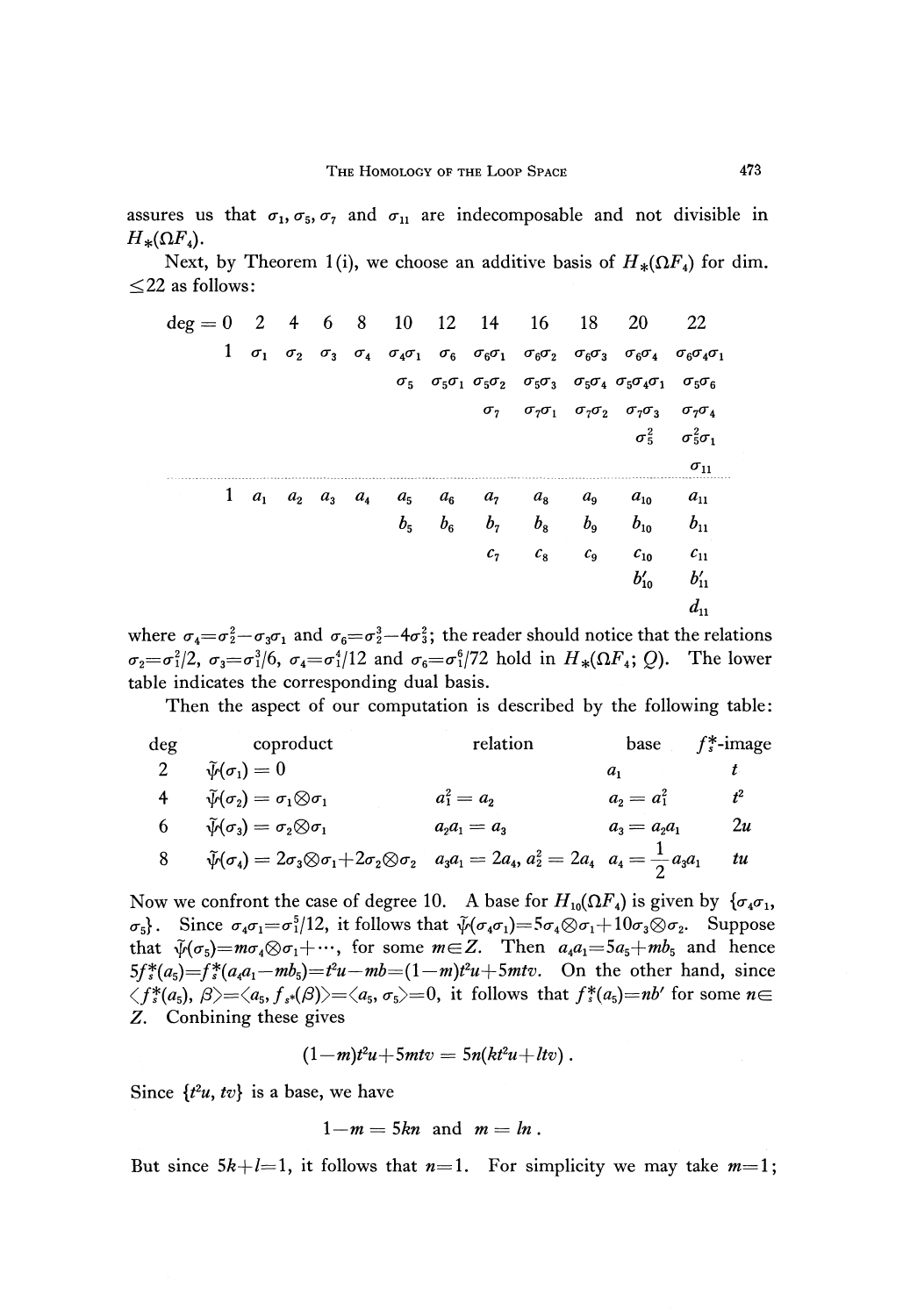assures us that $\sigma_1, \sigma_5, \sigma_7$ and $\sigma_{11}$ are indecomposable and not divisible in $H_*(\Omega F_4)$.

Next, by Theorem 1(i), we choose an additive basis of $H_*(\Omega F_4)$ for dim. $\leq 22$ as follows:

| deg = 0 | 2 | 4 | 6 | 8 | 10 | 12 | 14 | 16 | 18 | 20 | 22 |
|---|---|---|---|---|---|---|---|---|---|---|---|
| $1$ | $\sigma_1$ | $\sigma_2$ | $\sigma_3$ | $\sigma_4$ | $\sigma_4\sigma_1$ | $\sigma_6$ | $\sigma_6\sigma_1$ | $\sigma_6\sigma_2$ | $\sigma_6\sigma_3$ | $\sigma_6\sigma_4$ | $\sigma_6\sigma_4\sigma_1$ |
| | | | | | $\sigma_5$ | $\sigma_5\sigma_1$ | $\sigma_5\sigma_2$ | $\sigma_5\sigma_3$ | $\sigma_5\sigma_4$ | $\sigma_5\sigma_4\sigma_1$ | $\sigma_5\sigma_6$ |
| | | | | | | | $\sigma_7$ | $\sigma_7\sigma_1$ | $\sigma_7\sigma_2$ | $\sigma_7\sigma_3$ | $\sigma_7\sigma_4$ |
| | | | | | | | | | | $\sigma_5^2$ | $\sigma_5^2\sigma_1$ |
| | | | | | | | | | | | $\sigma_{11}$ |
| $1$ | $a_1$ | $a_2$ | $a_3$ | $a_4$ | $a_5$ | $a_6$ | $a_7$ | $a_8$ | $a_9$ | $a_{10}$ | $a_{11}$ |
| | | | | | $b_5$ | $b_6$ | $b_7$ | $b_8$ | $b_9$ | $b_{10}$ | $b_{11}$ |
| | | | | | | | $c_7$ | $c_8$ | $c_9$ | $c_{10}$ | $c_{11}$ |
| | | | | | | | | | | $b'_{10}$ | $b'_{11}$ |
| | | | | | | | | | | | $d_{11}$ |

where $\sigma_4 = \sigma_2^2 - \sigma_3\sigma_1$ and $\sigma_6 = \sigma_2^3 - 4\sigma_3^2$; the reader should notice that the relations $\sigma_2 = \sigma_1^2/2$, $\sigma_3 = \sigma_1^3/6$, $\sigma_4 = \sigma_1^4/12$ and $\sigma_6 = \sigma_1^6/72$ hold in $H_*(\Omega F_4; Q)$. The lower table indicates the corresponding dual basis.

Then the aspect of our computation is described by the following table:

| deg | coproduct | relation | base | $f_s^*$-image |
|---|---|---|---|---|
| 2 | $\bar{\psi}(\sigma_1) = 0$ | | $a_1$ | $t$ |
| 4 | $\bar{\psi}(\sigma_2) = \sigma_1 \otimes \sigma_1$ | $a_1^2 = a_2$ | $a_2 = a_1^2$ | $t^2$ |
| 6 | $\bar{\psi}(\sigma_3) = \sigma_2 \otimes \sigma_1$ | $a_2 a_1 = a_3$ | $a_3 = a_2 a_1$ | $2u$ |
| 8 | $\bar{\psi}(\sigma_4) = 2\sigma_3 \otimes \sigma_1 + 2\sigma_2 \otimes \sigma_2$ | $a_3 a_1 = 2a_4,\ a_2^2 = 2a_4$ | $a_4 = \dfrac{1}{2} a_3 a_1$ | $tu$ |

Now we confront the case of degree 10. A base for $H_{10}(\Omega F_4)$ is given by $\{\sigma_4\sigma_1, \sigma_5\}$. Since $\sigma_4\sigma_1 = \sigma_1^5/12$, it follows that $\bar{\psi}(\sigma_4\sigma_1) = 5\sigma_4 \otimes \sigma_1 + 10\sigma_3 \otimes \sigma_2$. Suppose that $\bar{\psi}(\sigma_5) = m\sigma_4 \otimes \sigma_1 + \cdots$, for some $m \in Z$. Then $a_4 a_1 = 5a_5 + mb_5$ and hence $5f_s^*(a_5) = f_s^*(a_4 a_1 - mb_5) = t^2 u - mb = (1-m)t^2 u + 5mtv$. On the other hand, since $\langle f_s^*(a_5), \beta \rangle = \langle a_5, f_{s*}(\beta) \rangle = \langle a_5, \sigma_5 \rangle = 0$, it follows that $f_s^*(a_5) = nb'$ for some $n \in Z$. Conbining these gives

$$(1-m)t^2 u + 5mtv = 5n(kt^2 u + ltv).$$

Since $\{t^2 u, tv\}$ is a base, we have

$$1 - m = 5kn \text{ and } m = ln.$$

But since $5k + l = 1$, it follows that $n = 1$. For simplicity we may take $m = 1$;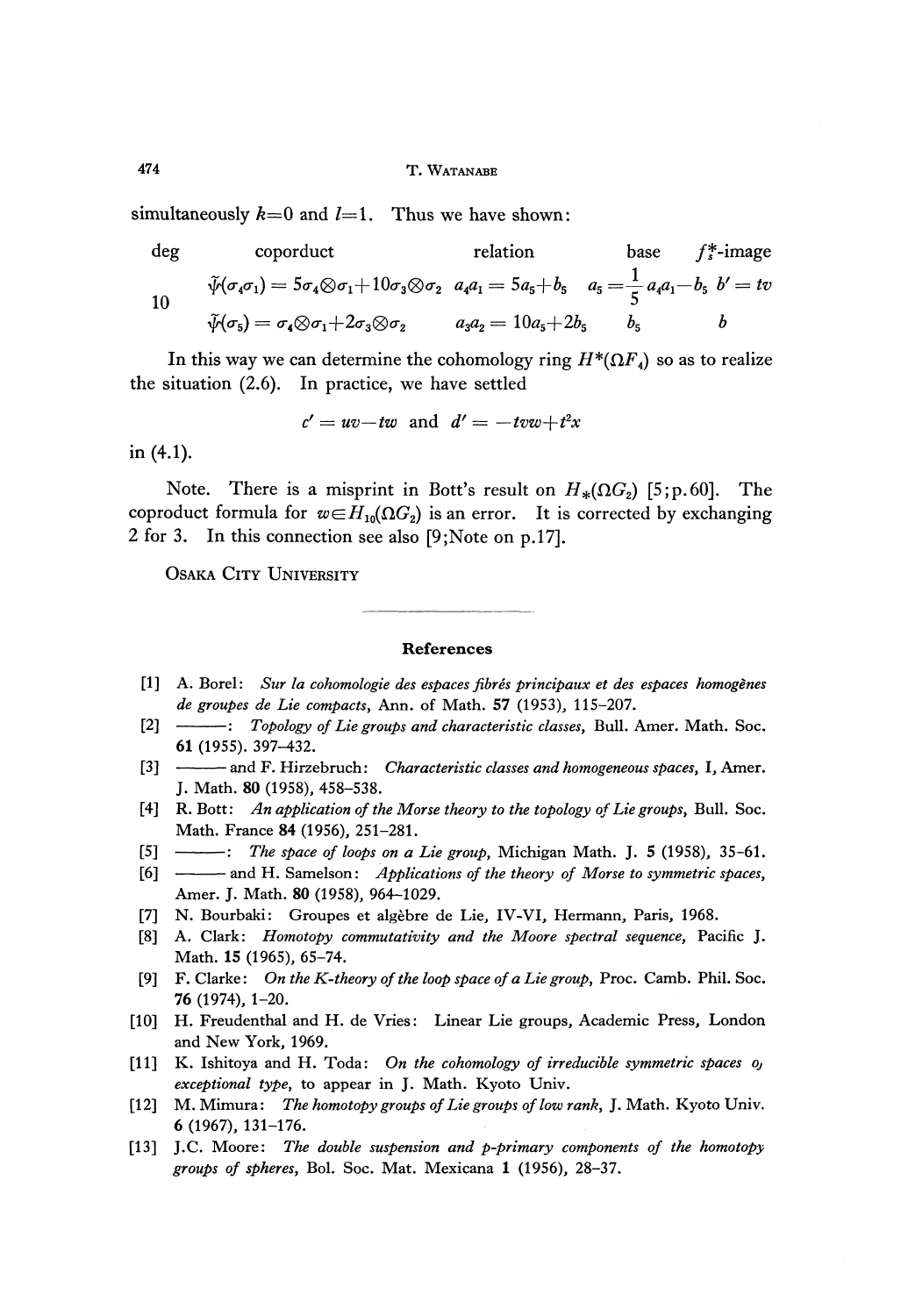simultaneously $k=0$ and $l=1$. Thus we have shown:

| deg | coporduct | relation | base | $f_s^*$-image |
|---|---|---|---|---|
| 10 | $\tilde{\psi}(\sigma_4\sigma_1)=5\sigma_4\otimes\sigma_1+10\sigma_3\otimes\sigma_2$ | $a_4a_1=5a_5+b_5$ | $a_5=\frac{1}{5}a_4a_1-b_5$ | $b'=tv$ |
| | $\tilde{\psi}(\sigma_5)=\sigma_4\otimes\sigma_1+2\sigma_3\otimes\sigma_2$ | $a_3a_2=10a_5+2b_5$ | $b_5$ | $b$ |

In this way we can determine the cohomology ring $H^*(\Omega F_4)$ so as to realize the situation (2.6). In practice, we have settled

$$c'=uv-tw \text{ and } d'=-tvw+t^2x$$

in (4.1).

Note. There is a misprint in Bott's result on $H_*(\Omega G_2)$ [5;p.60]. The coproduct formula for $w\in H_{10}(\Omega G_2)$ is an error. It is corrected by exchanging 2 for 3. In this connection see also [9;Note on p.17].

OSAKA CITY UNIVERSITY

## References

[1] A. Borel: *Sur la cohomologie des espaces fibrés principaux et des espaces homogènes de groupes de Lie compacts*, Ann. of Math. **57** (1953), 115–207.

[2] ———: *Topology of Lie groups and characteristic classes*, Bull. Amer. Math. Soc. **61** (1955). 397–432.

[3] ——— and F. Hirzebruch: *Characteristic classes and homogeneous spaces*, I, Amer. J. Math. **80** (1958), 458–538.

[4] R. Bott: *An application of the Morse theory to the topology of Lie groups*, Bull. Soc. Math. France **84** (1956), 251–281.

[5] ———: *The space of loops on a Lie group*, Michigan Math. J. **5** (1958), 35–61.

[6] ——— and H. Samelson: *Applications of the theory of Morse to symmetric spaces*, Amer. J. Math. **80** (1958), 964–1029.

[7] N. Bourbaki: Groupes et algèbre de Lie, IV-VI, Hermann, Paris, 1968.

[8] A. Clark: *Homotopy commutativity and the Moore spectral sequence*, Pacific J. Math. **15** (1965), 65–74.

[9] F. Clarke: *On the K-theory of the loop space of a Lie group*, Proc. Camb. Phil. Soc. **76** (1974), 1–20.

[10] H. Freudenthal and H. de Vries: Linear Lie groups, Academic Press, London and New York, 1969.

[11] K. Ishitoya and H. Toda: *On the cohomology of irreducible symmetric spaces of exceptional type*, to appear in J. Math. Kyoto Univ.

[12] M. Mimura: *The homotopy groups of Lie groups of low rank*, J. Math. Kyoto Univ. **6** (1967), 131–176.

[13] J.C. Moore: *The double suspension and p-primary components of the homotopy groups of spheres*, Bol. Soc. Mat. Mexicana **1** (1956), 28–37.